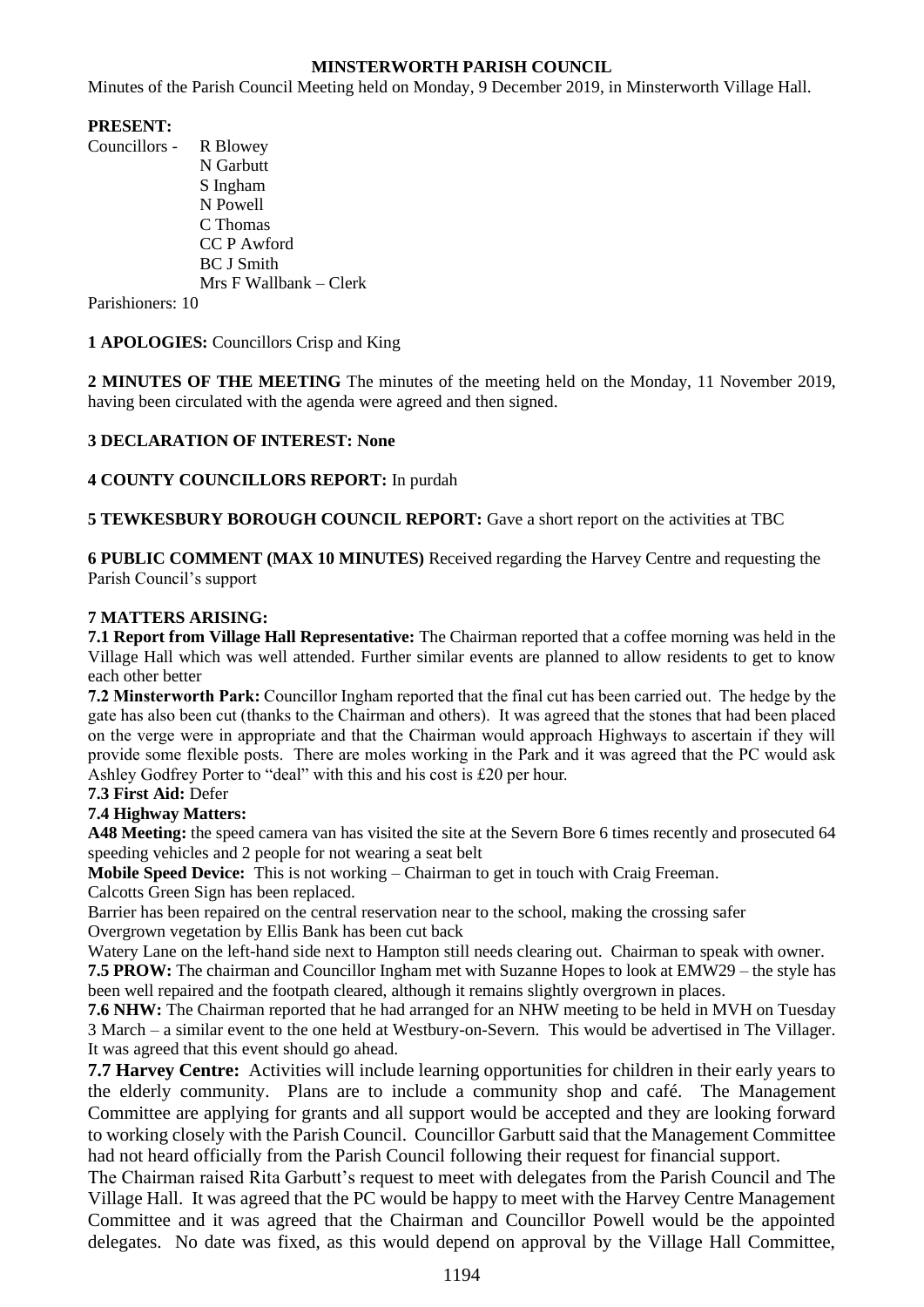**MINSTERWORTH PARISH COUNCIL**

Minutes of the Parish Council Meeting held on Monday, 9 December 2019, in Minsterworth Village Hall.

**PRESENT:**

Councillors - R Blowey
N Garbutt
S Ingham
N Powell
C Thomas
CC P Awford
BC J Smith
Mrs F Wallbank – Clerk

Parishioners: 10

**1 APOLOGIES:** Councillors Crisp and King

**2 MINUTES OF THE MEETING** The minutes of the meeting held on the Monday, 11 November 2019, having been circulated with the agenda were agreed and then signed.

**3 DECLARATION OF INTEREST: None**

**4 COUNTY COUNCILLORS REPORT:** In purdah

**5 TEWKESBURY BOROUGH COUNCIL REPORT:** Gave a short report on the activities at TBC

**6 PUBLIC COMMENT (MAX 10 MINUTES)** Received regarding the Harvey Centre and requesting the Parish Council's support

**7 MATTERS ARISING:**

**7.1 Report from Village Hall Representative:** The Chairman reported that a coffee morning was held in the Village Hall which was well attended. Further similar events are planned to allow residents to get to know each other better

**7.2 Minsterworth Park:** Councillor Ingham reported that the final cut has been carried out. The hedge by the gate has also been cut (thanks to the Chairman and others). It was agreed that the stones that had been placed on the verge were in appropriate and that the Chairman would approach Highways to ascertain if they will provide some flexible posts. There are moles working in the Park and it was agreed that the PC would ask Ashley Godfrey Porter to "deal" with this and his cost is £20 per hour.

**7.3 First Aid:** Defer

**7.4 Highway Matters:**

**A48 Meeting:** the speed camera van has visited the site at the Severn Bore 6 times recently and prosecuted 64 speeding vehicles and 2 people for not wearing a seat belt

**Mobile Speed Device:** This is not working – Chairman to get in touch with Craig Freeman.

Calcotts Green Sign has been replaced.

Barrier has been repaired on the central reservation near to the school, making the crossing safer

Overgrown vegetation by Ellis Bank has been cut back

Watery Lane on the left-hand side next to Hampton still needs clearing out. Chairman to speak with owner.

**7.5 PROW:** The chairman and Councillor Ingham met with Suzanne Hopes to look at EMW29 – the style has been well repaired and the footpath cleared, although it remains slightly overgrown in places.

**7.6 NHW:** The Chairman reported that he had arranged for an NHW meeting to be held in MVH on Tuesday 3 March – a similar event to the one held at Westbury-on-Severn. This would be advertised in The Villager. It was agreed that this event should go ahead.

**7.7 Harvey Centre:** Activities will include learning opportunities for children in their early years to the elderly community. Plans are to include a community shop and café. The Management Committee are applying for grants and all support would be accepted and they are looking forward to working closely with the Parish Council. Councillor Garbutt said that the Management Committee had not heard officially from the Parish Council following their request for financial support.

The Chairman raised Rita Garbutt's request to meet with delegates from the Parish Council and The Village Hall. It was agreed that the PC would be happy to meet with the Harvey Centre Management Committee and it was agreed that the Chairman and Councillor Powell would be the appointed delegates. No date was fixed, as this would depend on approval by the Village Hall Committee,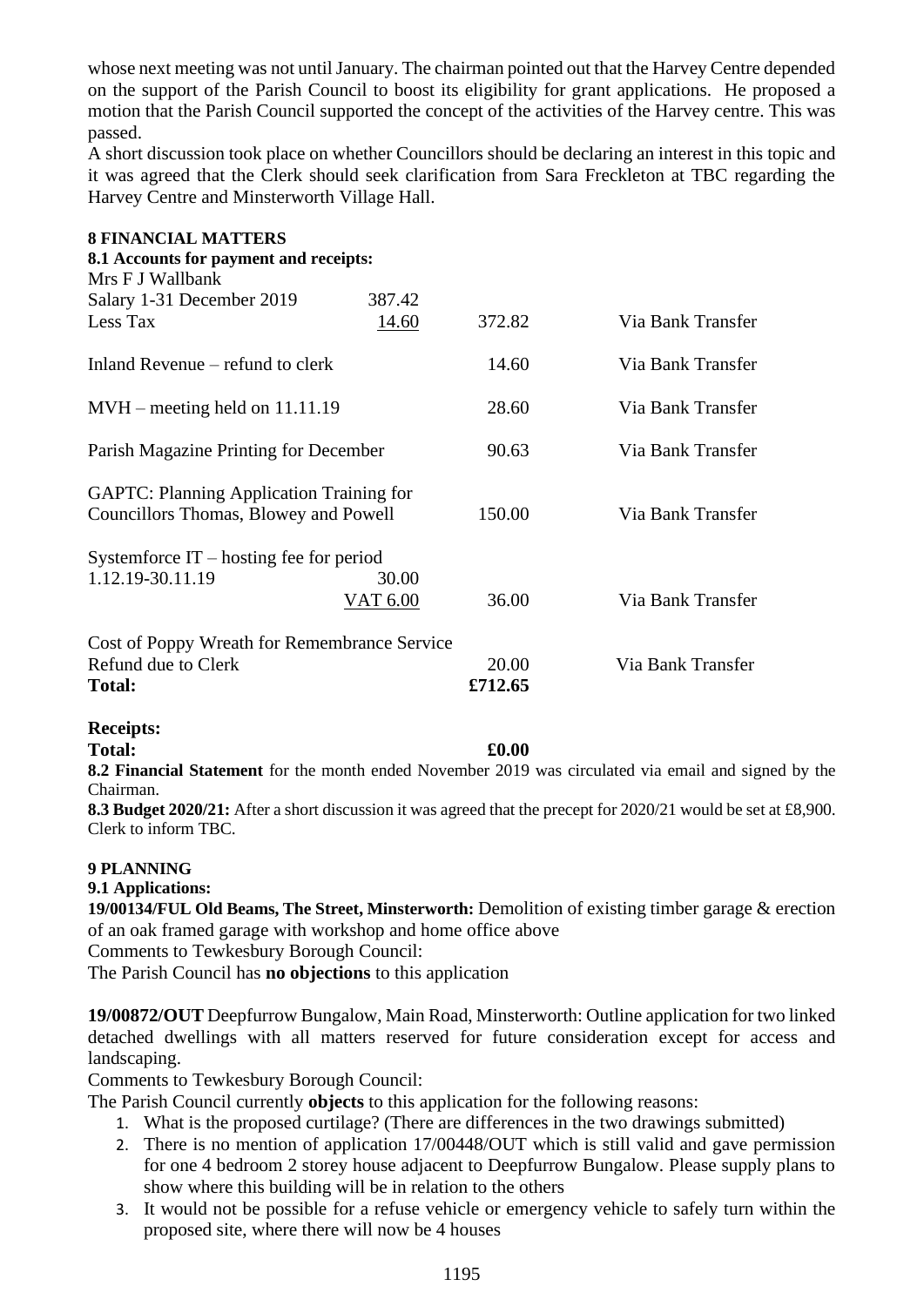whose next meeting was not until January. The chairman pointed out that the Harvey Centre depended on the support of the Parish Council to boost its eligibility for grant applications. He proposed a motion that the Parish Council supported the concept of the activities of the Harvey centre. This was passed.

A short discussion took place on whether Councillors should be declaring an interest in this topic and it was agreed that the Clerk should seek clarification from Sara Freckleton at TBC regarding the Harvey Centre and Minsterworth Village Hall.

**8 FINANCIAL MATTERS**

**8.1 Accounts for payment and receipts:**

| | | | |
|---|---|---|---|
| Mrs F J Wallbank | | | |
| Salary 1-31 December 2019 | 387.42 | | |
| Less Tax | 14.60 | 372.82 | Via Bank Transfer |
| Inland Revenue – refund to clerk | | 14.60 | Via Bank Transfer |
| MVH – meeting held on 11.11.19 | | 28.60 | Via Bank Transfer |
| Parish Magazine Printing for December | | 90.63 | Via Bank Transfer |
| GAPTC: Planning Application Training for Councillors Thomas, Blowey and Powell | | 150.00 | Via Bank Transfer |
| Systemforce IT – hosting fee for period 1.12.19-30.11.19 | 30.00 | | |
| | VAT 6.00 | 36.00 | Via Bank Transfer |
| Cost of Poppy Wreath for Remembrance Service Refund due to Clerk | | 20.00 | Via Bank Transfer |
| **Total:** | | **£712.65** | |

**Receipts:**

**Total: £0.00**

**8.2 Financial Statement** for the month ended November 2019 was circulated via email and signed by the Chairman.

**8.3 Budget 2020/21:** After a short discussion it was agreed that the precept for 2020/21 would be set at £8,900. Clerk to inform TBC.

**9 PLANNING**

**9.1 Applications:**

**19/00134/FUL Old Beams, The Street, Minsterworth:** Demolition of existing timber garage & erection of an oak framed garage with workshop and home office above

Comments to Tewkesbury Borough Council:

The Parish Council has **no objections** to this application

**19/00872/OUT** Deepfurrow Bungalow, Main Road, Minsterworth: Outline application for two linked detached dwellings with all matters reserved for future consideration except for access and landscaping.

Comments to Tewkesbury Borough Council:

The Parish Council currently **objects** to this application for the following reasons:

1. What is the proposed curtilage? (There are differences in the two drawings submitted)
2. There is no mention of application 17/00448/OUT which is still valid and gave permission for one 4 bedroom 2 storey house adjacent to Deepfurrow Bungalow. Please supply plans to show where this building will be in relation to the others
3. It would not be possible for a refuse vehicle or emergency vehicle to safely turn within the proposed site, where there will now be 4 houses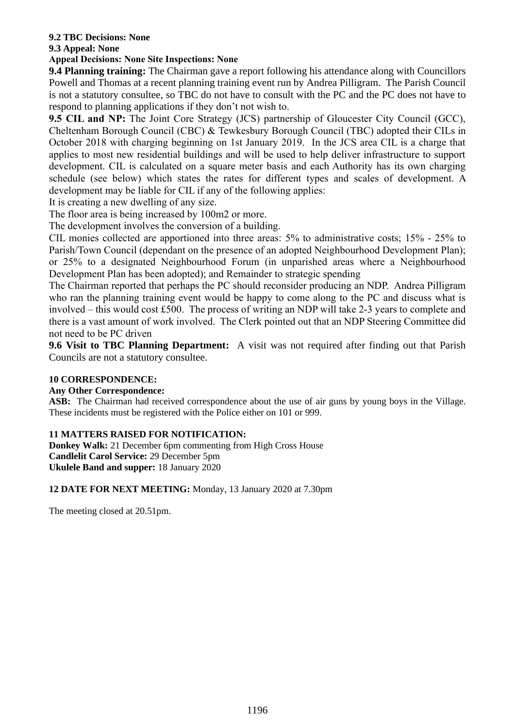**9.2 TBC Decisions: None**

**9.3 Appeal: None**

**Appeal Decisions: None Site Inspections: None**

**9.4 Planning training:** The Chairman gave a report following his attendance along with Councillors Powell and Thomas at a recent planning training event run by Andrea Pilligram. The Parish Council is not a statutory consultee, so TBC do not have to consult with the PC and the PC does not have to respond to planning applications if they don't not wish to.

**9.5 CIL and NP:** The Joint Core Strategy (JCS) partnership of Gloucester City Council (GCC), Cheltenham Borough Council (CBC) & Tewkesbury Borough Council (TBC) adopted their CILs in October 2018 with charging beginning on 1st January 2019. In the JCS area CIL is a charge that applies to most new residential buildings and will be used to help deliver infrastructure to support development. CIL is calculated on a square meter basis and each Authority has its own charging schedule (see below) which states the rates for different types and scales of development. A development may be liable for CIL if any of the following applies:

It is creating a new dwelling of any size.

The floor area is being increased by 100m2 or more.

The development involves the conversion of a building.

CIL monies collected are apportioned into three areas: 5% to administrative costs; 15% - 25% to Parish/Town Council (dependant on the presence of an adopted Neighbourhood Development Plan); or 25% to a designated Neighbourhood Forum (in unparished areas where a Neighbourhood Development Plan has been adopted); and Remainder to strategic spending

The Chairman reported that perhaps the PC should reconsider producing an NDP. Andrea Pilligram who ran the planning training event would be happy to come along to the PC and discuss what is involved – this would cost £500. The process of writing an NDP will take 2-3 years to complete and there is a vast amount of work involved. The Clerk pointed out that an NDP Steering Committee did not need to be PC driven

**9.6 Visit to TBC Planning Department:** A visit was not required after finding out that Parish Councils are not a statutory consultee.

**10 CORRESPONDENCE:**

**Any Other Correspondence:**

**ASB:** The Chairman had received correspondence about the use of air guns by young boys in the Village. These incidents must be registered with the Police either on 101 or 999.

**11 MATTERS RAISED FOR NOTIFICATION:**

**Donkey Walk:** 21 December 6pm commenting from High Cross House

**Candlelit Carol Service:** 29 December 5pm

**Ukulele Band and supper:** 18 January 2020

**12 DATE FOR NEXT MEETING:** Monday, 13 January 2020 at 7.30pm

The meeting closed at 20.51pm.